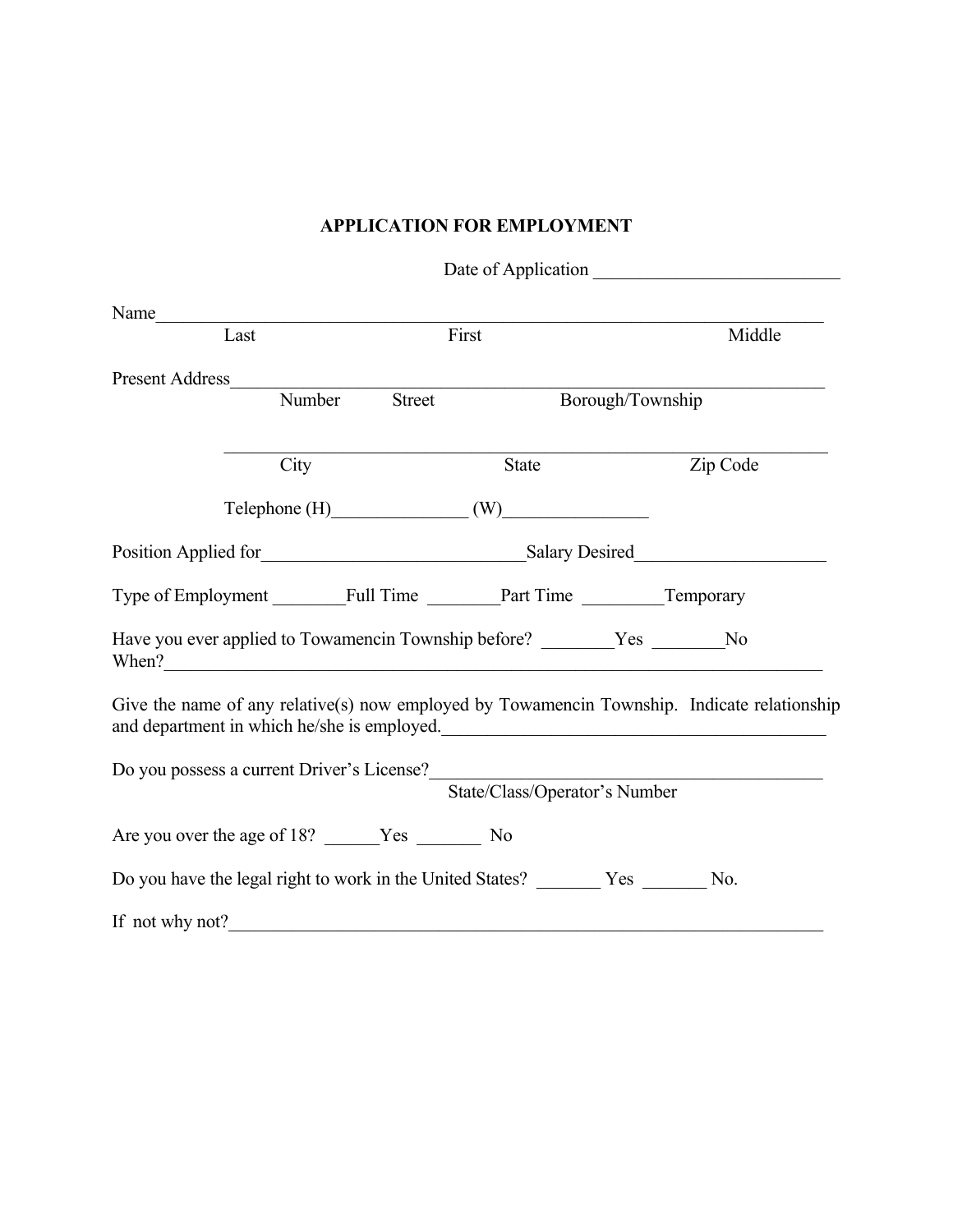# APPLICATION FOR EMPLOYMENT

Date of Application ___________________________

Name_________________________________________________________________________
Last First Middle

Present Address_________________________________________________________________
Number Street Borough/Township

_____________________________________________________________________
City State Zip Code

Telephone (H)_______________ (W)________________

Position Applied for_____________________________Salary Desired_____________________

Type of Employment ________Full Time ________Part Time _________Temporary

Have you ever applied to Towamencin Township before? ________Yes ________No
When?______________________________________________________________________

Give the name of any relative(s) now employed by Towamencin Township. Indicate relationship and department in which he/she is employed.__________________________________________

Do you possess a current Driver's License?___________________________________________
State/Class/Operator's Number

Are you over the age of 18? ______Yes _______ No

Do you have the legal right to work in the United States? _______ Yes _______ No.

If not why not?_________________________________________________________________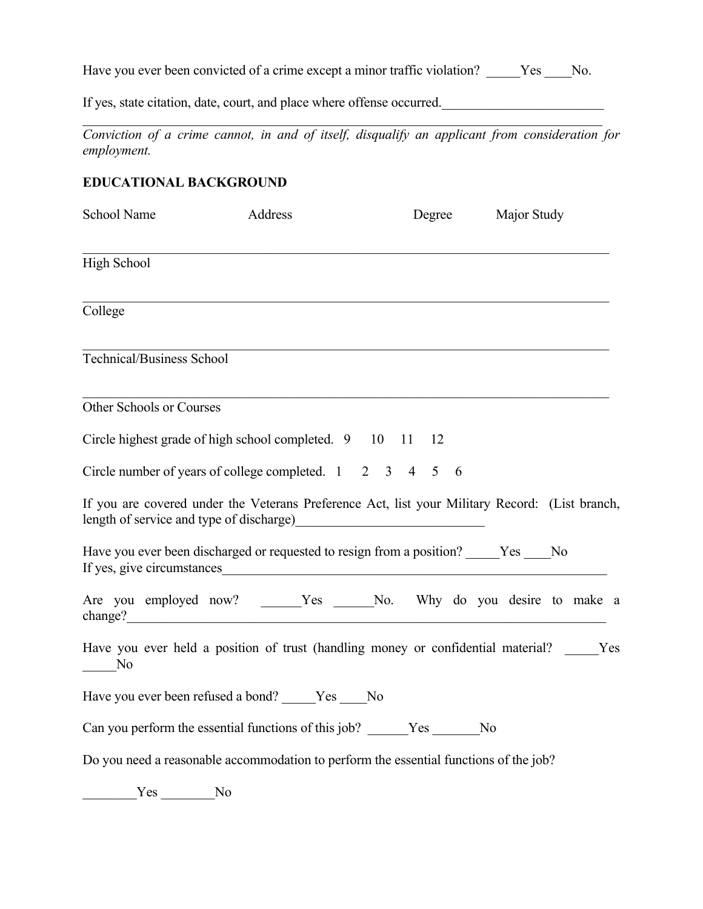Have you ever been convicted of a crime except a minor traffic violation? _____Yes ____No.

If yes, state citation, date, court, and place where offense occurred.________________________
______________________________________________________________________________

*Conviction of a crime cannot, in and of itself, disqualify an applicant from consideration for employment.*

## EDUCATIONAL BACKGROUND

| School Name | Address | Degree | Major Study |
| --- | --- | --- | --- |
| High School | | | |
| College | | | |
| Technical/Business School | | | |
| Other Schools or Courses | | | |

Circle highest grade of high school completed. 9 10 11 12

Circle number of years of college completed. 1 2 3 4 5 6

If you are covered under the Veterans Preference Act, list your Military Record: (List branch, length of service and type of discharge)____________________________

Have you ever been discharged or requested to resign from a position? _____Yes ____No
If yes, give circumstances__________________________________________________________

Are you employed now? ______Yes ______No. Why do you desire to make a change?________________________________________________________________________

Have you ever held a position of trust (handling money or confidential material? _____Yes _____No

Have you ever been refused a bond? _____Yes ____No

Can you perform the essential functions of this job? ______Yes _______No

Do you need a reasonable accommodation to perform the essential functions of the job?

________Yes ________No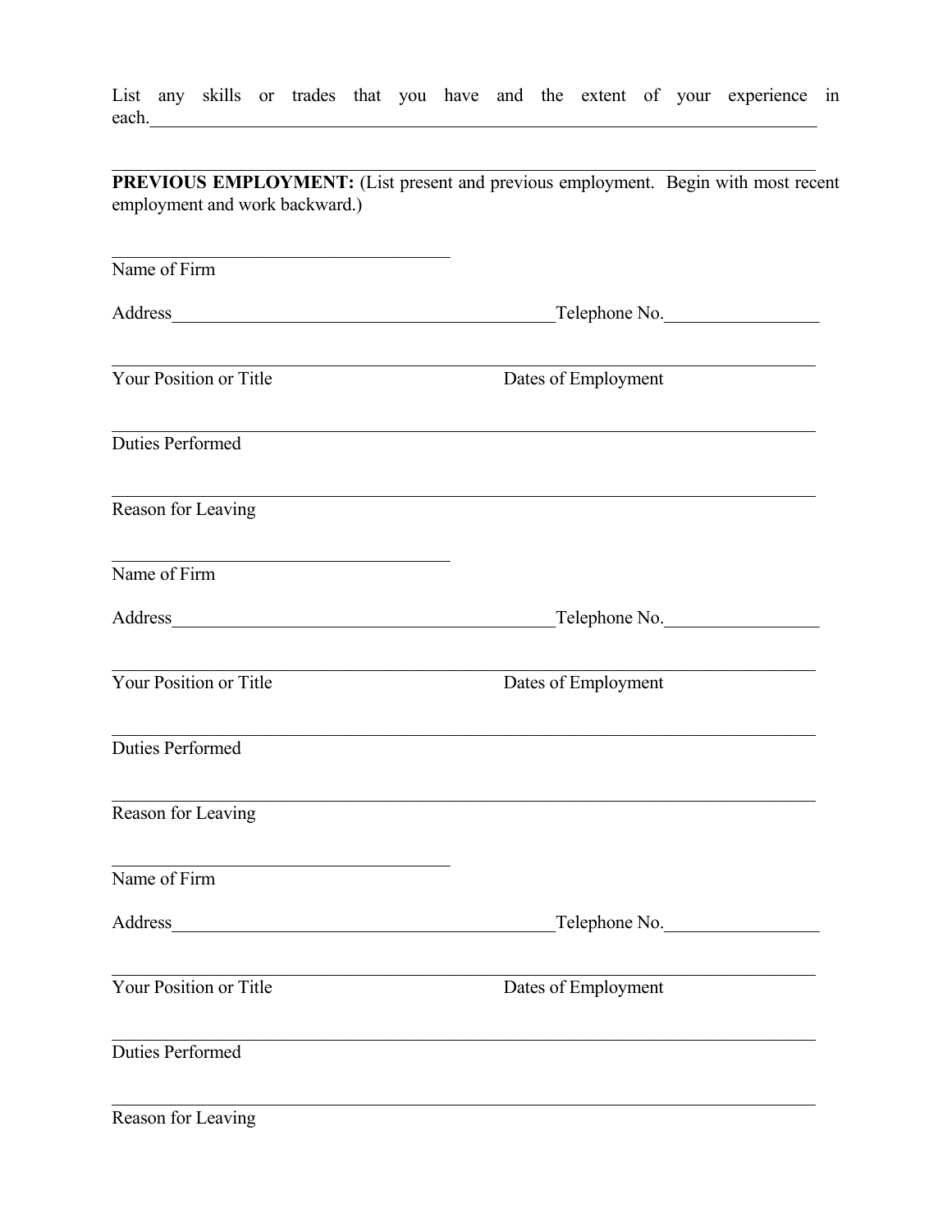List any skills or trades that you have and the extent of your experience in each.\_\_\_\_\_\_\_\_\_\_\_\_\_\_\_\_\_\_\_\_\_\_\_\_\_\_\_\_\_\_\_\_\_\_\_\_\_\_\_\_\_\_\_\_\_\_\_\_\_\_\_\_\_\_\_\_\_\_\_\_\_\_\_\_\_\_\_\_\_\_\_\_\_\_\_

\_\_\_\_\_\_\_\_\_\_\_\_\_\_\_\_\_\_\_\_\_\_\_\_\_\_\_\_\_\_\_\_\_\_\_\_\_\_\_\_\_\_\_\_\_\_\_\_\_\_\_\_\_\_\_\_\_\_\_\_\_\_\_\_\_\_\_\_\_\_\_\_\_\_\_\_\_\_\_\_

**PREVIOUS EMPLOYMENT:** (List present and previous employment. Begin with most recent employment and work backward.)

\_\_\_\_\_\_\_\_\_\_\_\_\_\_\_\_\_\_\_\_\_\_\_\_\_\_\_\_\_\_\_\_\_\_\_\_\_\_
Name of Firm

Address\_\_\_\_\_\_\_\_\_\_\_\_\_\_\_\_\_\_\_\_\_\_\_\_\_\_\_\_\_\_\_\_\_\_\_\_\_\_\_\_\_\_\_\_Telephone No.\_\_\_\_\_\_\_\_\_\_\_\_\_\_\_\_\_\_

\_\_\_\_\_\_\_\_\_\_\_\_\_\_\_\_\_\_\_\_\_\_\_\_\_\_\_\_\_\_\_\_\_\_\_\_\_\_\_\_\_\_\_\_\_\_\_\_\_\_\_\_\_\_\_\_\_\_\_\_\_\_\_\_\_\_\_\_\_\_\_\_\_\_\_\_\_\_\_\_
Your Position or Title                                              Dates of Employment

\_\_\_\_\_\_\_\_\_\_\_\_\_\_\_\_\_\_\_\_\_\_\_\_\_\_\_\_\_\_\_\_\_\_\_\_\_\_\_\_\_\_\_\_\_\_\_\_\_\_\_\_\_\_\_\_\_\_\_\_\_\_\_\_\_\_\_\_\_\_\_\_\_\_\_\_\_\_\_\_
Duties Performed

\_\_\_\_\_\_\_\_\_\_\_\_\_\_\_\_\_\_\_\_\_\_\_\_\_\_\_\_\_\_\_\_\_\_\_\_\_\_\_\_\_\_\_\_\_\_\_\_\_\_\_\_\_\_\_\_\_\_\_\_\_\_\_\_\_\_\_\_\_\_\_\_\_\_\_\_\_\_\_\_
Reason for Leaving

\_\_\_\_\_\_\_\_\_\_\_\_\_\_\_\_\_\_\_\_\_\_\_\_\_\_\_\_\_\_\_\_\_\_\_\_\_\_
Name of Firm

Address\_\_\_\_\_\_\_\_\_\_\_\_\_\_\_\_\_\_\_\_\_\_\_\_\_\_\_\_\_\_\_\_\_\_\_\_\_\_\_\_\_\_\_\_Telephone No.\_\_\_\_\_\_\_\_\_\_\_\_\_\_\_\_\_\_

\_\_\_\_\_\_\_\_\_\_\_\_\_\_\_\_\_\_\_\_\_\_\_\_\_\_\_\_\_\_\_\_\_\_\_\_\_\_\_\_\_\_\_\_\_\_\_\_\_\_\_\_\_\_\_\_\_\_\_\_\_\_\_\_\_\_\_\_\_\_\_\_\_\_\_\_\_\_\_\_
Your Position or Title                                              Dates of Employment

\_\_\_\_\_\_\_\_\_\_\_\_\_\_\_\_\_\_\_\_\_\_\_\_\_\_\_\_\_\_\_\_\_\_\_\_\_\_\_\_\_\_\_\_\_\_\_\_\_\_\_\_\_\_\_\_\_\_\_\_\_\_\_\_\_\_\_\_\_\_\_\_\_\_\_\_\_\_\_\_
Duties Performed

\_\_\_\_\_\_\_\_\_\_\_\_\_\_\_\_\_\_\_\_\_\_\_\_\_\_\_\_\_\_\_\_\_\_\_\_\_\_\_\_\_\_\_\_\_\_\_\_\_\_\_\_\_\_\_\_\_\_\_\_\_\_\_\_\_\_\_\_\_\_\_\_\_\_\_\_\_\_\_\_
Reason for Leaving

\_\_\_\_\_\_\_\_\_\_\_\_\_\_\_\_\_\_\_\_\_\_\_\_\_\_\_\_\_\_\_\_\_\_\_\_\_\_
Name of Firm

Address\_\_\_\_\_\_\_\_\_\_\_\_\_\_\_\_\_\_\_\_\_\_\_\_\_\_\_\_\_\_\_\_\_\_\_\_\_\_\_\_\_\_\_\_Telephone No.\_\_\_\_\_\_\_\_\_\_\_\_\_\_\_\_\_\_

\_\_\_\_\_\_\_\_\_\_\_\_\_\_\_\_\_\_\_\_\_\_\_\_\_\_\_\_\_\_\_\_\_\_\_\_\_\_\_\_\_\_\_\_\_\_\_\_\_\_\_\_\_\_\_\_\_\_\_\_\_\_\_\_\_\_\_\_\_\_\_\_\_\_\_\_\_\_\_\_
Your Position or Title                                              Dates of Employment

\_\_\_\_\_\_\_\_\_\_\_\_\_\_\_\_\_\_\_\_\_\_\_\_\_\_\_\_\_\_\_\_\_\_\_\_\_\_\_\_\_\_\_\_\_\_\_\_\_\_\_\_\_\_\_\_\_\_\_\_\_\_\_\_\_\_\_\_\_\_\_\_\_\_\_\_\_\_\_\_
Duties Performed

\_\_\_\_\_\_\_\_\_\_\_\_\_\_\_\_\_\_\_\_\_\_\_\_\_\_\_\_\_\_\_\_\_\_\_\_\_\_\_\_\_\_\_\_\_\_\_\_\_\_\_\_\_\_\_\_\_\_\_\_\_\_\_\_\_\_\_\_\_\_\_\_\_\_\_\_\_\_\_\_
Reason for Leaving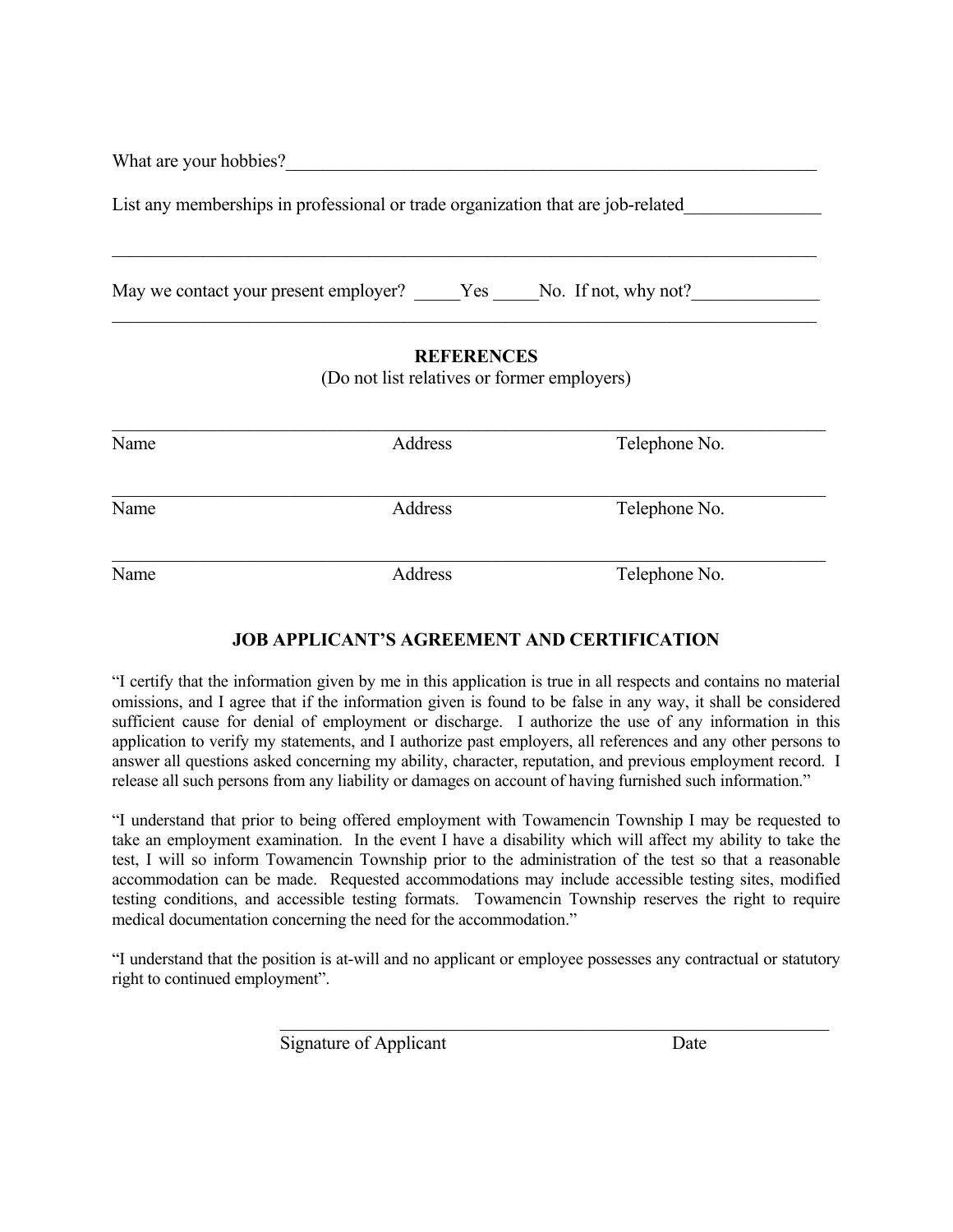What are your hobbies?_____________________________________________________________

List any memberships in professional or trade organization that are job-related_______________

_______________________________________________________________________________

May we contact your present employer? _____Yes _____No. If not, why not?______________

_______________________________________________________________________________

## REFERENCES

(Do not list relatives or former employers)

| | | |
|---|---|---|
| Name | Address | Telephone No. |
| Name | Address | Telephone No. |
| Name | Address | Telephone No. |

## JOB APPLICANT'S AGREEMENT AND CERTIFICATION

"I certify that the information given by me in this application is true in all respects and contains no material omissions, and I agree that if the information given is found to be false in any way, it shall be considered sufficient cause for denial of employment or discharge. I authorize the use of any information in this application to verify my statements, and I authorize past employers, all references and any other persons to answer all questions asked concerning my ability, character, reputation, and previous employment record. I release all such persons from any liability or damages on account of having furnished such information."

"I understand that prior to being offered employment with Towamencin Township I may be requested to take an employment examination. In the event I have a disability which will affect my ability to take the test, I will so inform Towamencin Township prior to the administration of the test so that a reasonable accommodation can be made. Requested accommodations may include accessible testing sites, modified testing conditions, and accessible testing formats. Towamencin Township reserves the right to require medical documentation concerning the need for the accommodation."

"I understand that the position is at-will and no applicant or employee possesses any contractual or statutory right to continued employment".

_______________________________________________________________

Signature of Applicant Date